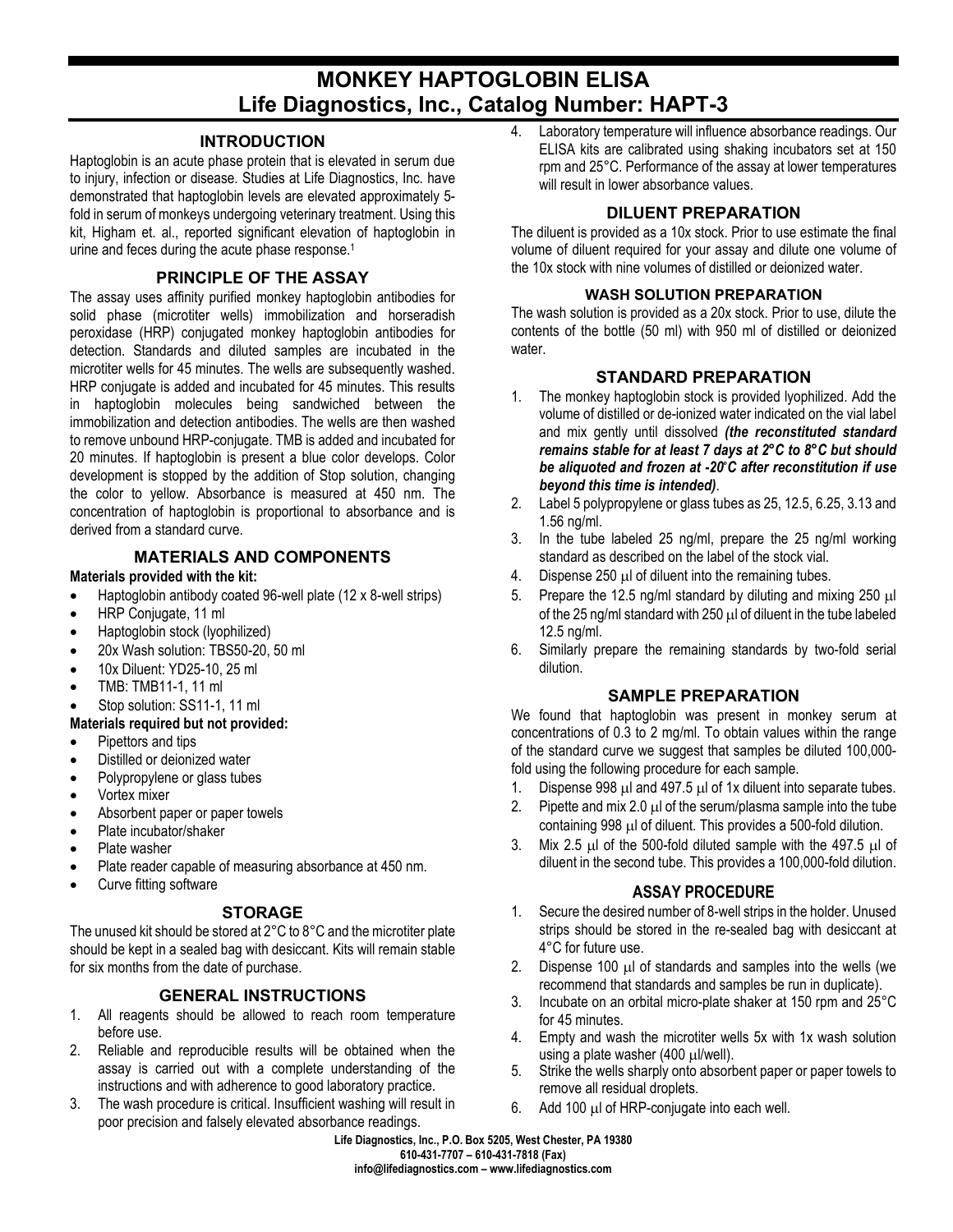# MONKEY HAPTOGLOBIN ELISA
# Life Diagnostics, Inc., Catalog Number: HAPT-3

## INTRODUCTION

Haptoglobin is an acute phase protein that is elevated in serum due to injury, infection or disease. Studies at Life Diagnostics, Inc. have demonstrated that haptoglobin levels are elevated approximately 5-fold in serum of monkeys undergoing veterinary treatment. Using this kit, Higham et. al., reported significant elevation of haptoglobin in urine and feces during the acute phase response.[1]

## PRINCIPLE OF THE ASSAY

The assay uses affinity purified monkey haptoglobin antibodies for solid phase (microtiter wells) immobilization and horseradish peroxidase (HRP) conjugated monkey haptoglobin antibodies for detection. Standards and diluted samples are incubated in the microtiter wells for 45 minutes. The wells are subsequently washed. HRP conjugate is added and incubated for 45 minutes. This results in haptoglobin molecules being sandwiched between the immobilization and detection antibodies. The wells are then washed to remove unbound HRP-conjugate. TMB is added and incubated for 20 minutes. If haptoglobin is present a blue color develops. Color development is stopped by the addition of Stop solution, changing the color to yellow. Absorbance is measured at 450 nm. The concentration of haptoglobin is proportional to absorbance and is derived from a standard curve.

## MATERIALS AND COMPONENTS

**Materials provided with the kit:**

- Haptoglobin antibody coated 96-well plate (12 x 8-well strips)
- HRP Conjugate, 11 ml
- Haptoglobin stock (lyophilized)
- 20x Wash solution: TBS50-20, 50 ml
- 10x Diluent: YD25-10, 25 ml
- TMB: TMB11-1, 11 ml
- Stop solution: SS11-1, 11 ml

**Materials required but not provided:**

- Pipettors and tips
- Distilled or deionized water
- Polypropylene or glass tubes
- Vortex mixer
- Absorbent paper or paper towels
- Plate incubator/shaker
- Plate washer
- Plate reader capable of measuring absorbance at 450 nm.
- Curve fitting software

## STORAGE

The unused kit should be stored at 2°C to 8°C and the microtiter plate should be kept in a sealed bag with desiccant. Kits will remain stable for six months from the date of purchase.

## GENERAL INSTRUCTIONS

1. All reagents should be allowed to reach room temperature before use.
2. Reliable and reproducible results will be obtained when the assay is carried out with a complete understanding of the instructions and with adherence to good laboratory practice.
3. The wash procedure is critical. Insufficient washing will result in poor precision and falsely elevated absorbance readings.
4. Laboratory temperature will influence absorbance readings. Our ELISA kits are calibrated using shaking incubators set at 150 rpm and 25°C. Performance of the assay at lower temperatures will result in lower absorbance values.

## DILUENT PREPARATION

The diluent is provided as a 10x stock. Prior to use estimate the final volume of diluent required for your assay and dilute one volume of the 10x stock with nine volumes of distilled or deionized water.

### WASH SOLUTION PREPARATION

The wash solution is provided as a 20x stock. Prior to use, dilute the contents of the bottle (50 ml) with 950 ml of distilled or deionized water.

## STANDARD PREPARATION

1. The monkey haptoglobin stock is provided lyophilized. Add the volume of distilled or de-ionized water indicated on the vial label and mix gently until dissolved ***(the reconstituted standard remains stable for at least 7 days at 2°C to 8°C but should be aliquoted and frozen at -20°C after reconstitution if use beyond this time is intended)***.
2. Label 5 polypropylene or glass tubes as 25, 12.5, 6.25, 3.13 and 1.56 ng/ml.
3. In the tube labeled 25 ng/ml, prepare the 25 ng/ml working standard as described on the label of the stock vial.
4. Dispense 250 µl of diluent into the remaining tubes.
5. Prepare the 12.5 ng/ml standard by diluting and mixing 250 µl of the 25 ng/ml standard with 250 µl of diluent in the tube labeled 12.5 ng/ml.
6. Similarly prepare the remaining standards by two-fold serial dilution.

## SAMPLE PREPARATION

We found that haptoglobin was present in monkey serum at concentrations of 0.3 to 2 mg/ml. To obtain values within the range of the standard curve we suggest that samples be diluted 100,000-fold using the following procedure for each sample.

1. Dispense 998 µl and 497.5 µl of 1x diluent into separate tubes.
2. Pipette and mix 2.0 µl of the serum/plasma sample into the tube containing 998 µl of diluent. This provides a 500-fold dilution.
3. Mix 2.5 µl of the 500-fold diluted sample with the 497.5 µl of diluent in the second tube. This provides a 100,000-fold dilution.

## ASSAY PROCEDURE

1. Secure the desired number of 8-well strips in the holder. Unused strips should be stored in the re-sealed bag with desiccant at 4°C for future use.
2. Dispense 100 µl of standards and samples into the wells (we recommend that standards and samples be run in duplicate).
3. Incubate on an orbital micro-plate shaker at 150 rpm and 25°C for 45 minutes.
4. Empty and wash the microtiter wells 5x with 1x wash solution using a plate washer (400 µl/well).
5. Strike the wells sharply onto absorbent paper or paper towels to remove all residual droplets.
6. Add 100 µl of HRP-conjugate into each well.

Life Diagnostics, Inc., P.O. Box 5205, West Chester, PA 19380
610-431-7707 – 610-431-7818 (Fax)
info@lifediagnostics.com – www.lifediagnostics.com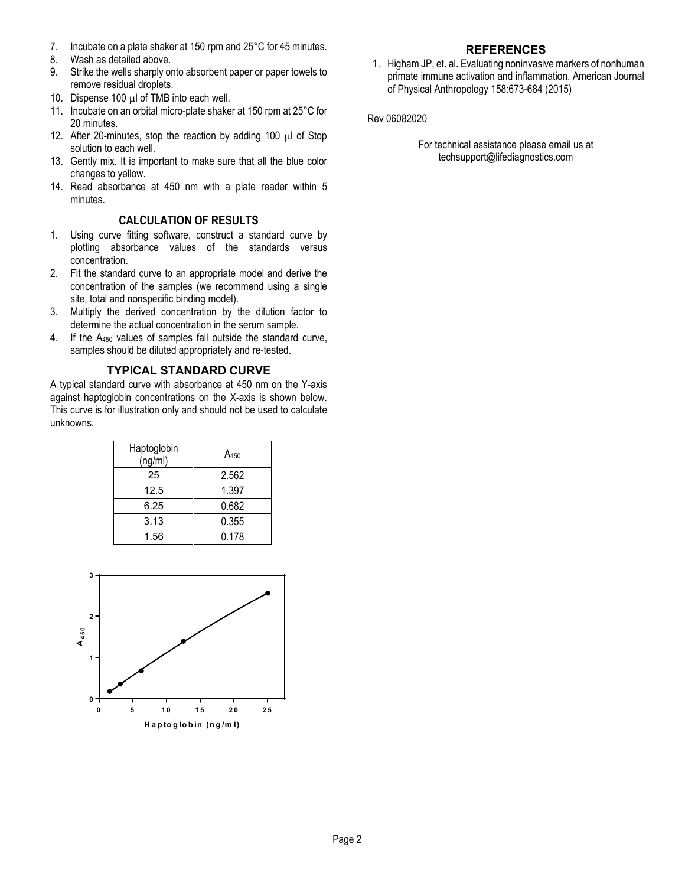7. Incubate on a plate shaker at 150 rpm and 25°C for 45 minutes.
8. Wash as detailed above.
9. Strike the wells sharply onto absorbent paper or paper towels to remove residual droplets.
10. Dispense 100 μl of TMB into each well.
11. Incubate on an orbital micro-plate shaker at 150 rpm at 25°C for 20 minutes.
12. After 20-minutes, stop the reaction by adding 100 μl of Stop solution to each well.
13. Gently mix. It is important to make sure that all the blue color changes to yellow.
14. Read absorbance at 450 nm with a plate reader within 5 minutes.

## CALCULATION OF RESULTS

1. Using curve fitting software, construct a standard curve by plotting absorbance values of the standards versus concentration.
2. Fit the standard curve to an appropriate model and derive the concentration of the samples (we recommend using a single site, total and nonspecific binding model).
3. Multiply the derived concentration by the dilution factor to determine the actual concentration in the serum sample.
4. If the $A_{450}$ values of samples fall outside the standard curve, samples should be diluted appropriately and re-tested.

## TYPICAL STANDARD CURVE

A typical standard curve with absorbance at 450 nm on the Y-axis against haptoglobin concentrations on the X-axis is shown below. This curve is for illustration only and should not be used to calculate unknowns.

| Haptoglobin (ng/ml) | $A_{450}$ |
|---|---|
| 25 | 2.562 |
| 12.5 | 1.397 |
| 6.25 | 0.682 |
| 3.13 | 0.355 |
| 1.56 | 0.178 |

$A_{450}$

3
2
1
0

0 5 10 15 20 25

Haptoglobin (ng/ml)

## REFERENCES

1. Higham JP, et. al. Evaluating noninvasive markers of nonhuman primate immune activation and inflammation. American Journal of Physical Anthropology 158:673-684 (2015)

Rev 06082020

For technical assistance please email us at techsupport@lifediagnostics.com